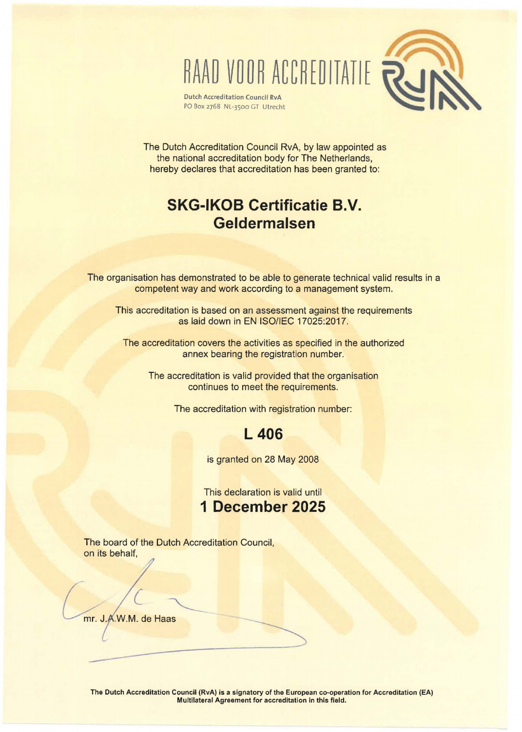# RAAD VOOR ACCREDITATIE

**Dutch Accreditation Council RvA**
PO Box 2768 NL-3500 GT Utrecht

The Dutch Accreditation Council RvA, by law appointed as the national accreditation body for The Netherlands, hereby declares that accreditation has been granted to:

## SKG-IKOB Certificatie B.V.
## Geldermalsen

The organisation has demonstrated to be able to generate technical valid results in a competent way and work according to a management system.

This accreditation is based on an assessment against the requirements as laid down in EN ISO/IEC 17025:2017.

The accreditation covers the activities as specified in the authorized annex bearing the registration number.

The accreditation is valid provided that the organisation continues to meet the requirements.

The accreditation with registration number:

## L 406

is granted on 28 May 2008

This declaration is valid until

## 1 December 2025

The board of the Dutch Accreditation Council,
on its behalf,

mr. J.A.W.M. de Haas

**The Dutch Accreditation Council (RvA) is a signatory of the European co-operation for Accreditation (EA) Multilateral Agreement for accreditation in this field.**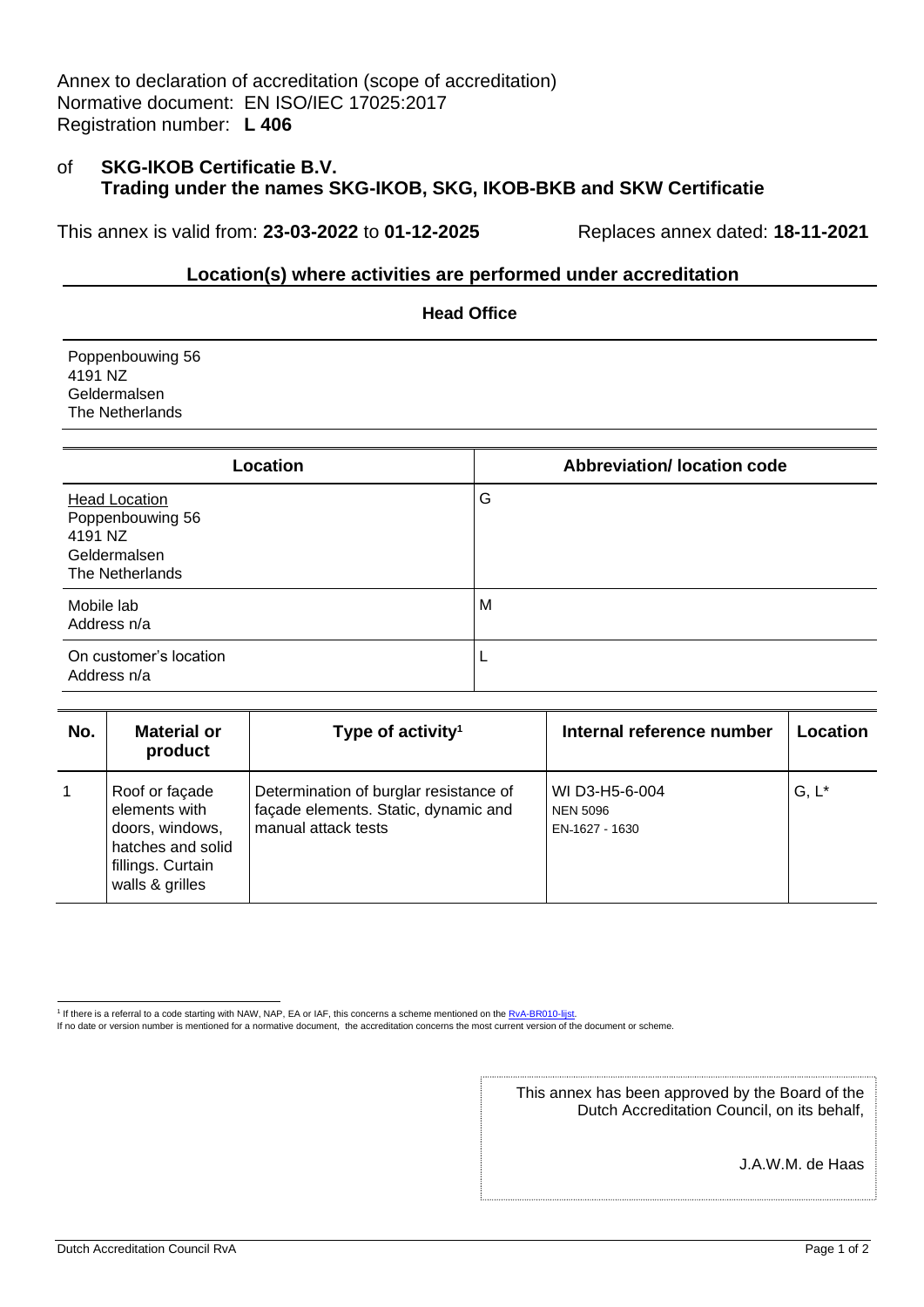Annex to declaration of accreditation (scope of accreditation)
Normative document: EN ISO/IEC 17025:2017
Registration number: **L 406**

of **SKG-IKOB Certificatie B.V.**
**Trading under the names SKG-IKOB, SKG, IKOB-BKB and SKW Certificatie**

This annex is valid from: **23-03-2022** to **01-12-2025** Replaces annex dated: **18-11-2021**

## Location(s) where activities are performed under accreditation

### Head Office

Poppenbouwing 56
4191 NZ
Geldermalsen
The Netherlands

| Location | Abbreviation/ location code |
|---|---|
| Head Location<br>Poppenbouwing 56<br>4191 NZ<br>Geldermalsen<br>The Netherlands | G |
| Mobile lab<br>Address n/a | M |
| On customer's location<br>Address n/a | L |

| No. | Material or product | Type of activity[1] | Internal reference number | Location |
|---|---|---|---|---|
| 1 | Roof or façade elements with doors, windows, hatches and solid fillings. Curtain walls & grilles | Determination of burglar resistance of façade elements. Static, dynamic and manual attack tests | WI D3-H5-6-004<br>NEN 5096<br>EN-1627 - 1630 | G, L* |

[1] If there is a referral to a code starting with NAW, NAP, EA or IAF, this concerns a scheme mentioned on the RvA-BR010-lijst.
If no date or version number is mentioned for a normative document, the accreditation concerns the most current version of the document or scheme.

This annex has been approved by the Board of the Dutch Accreditation Council, on its behalf,

J.A.W.M. de Haas

Dutch Accreditation Council RvA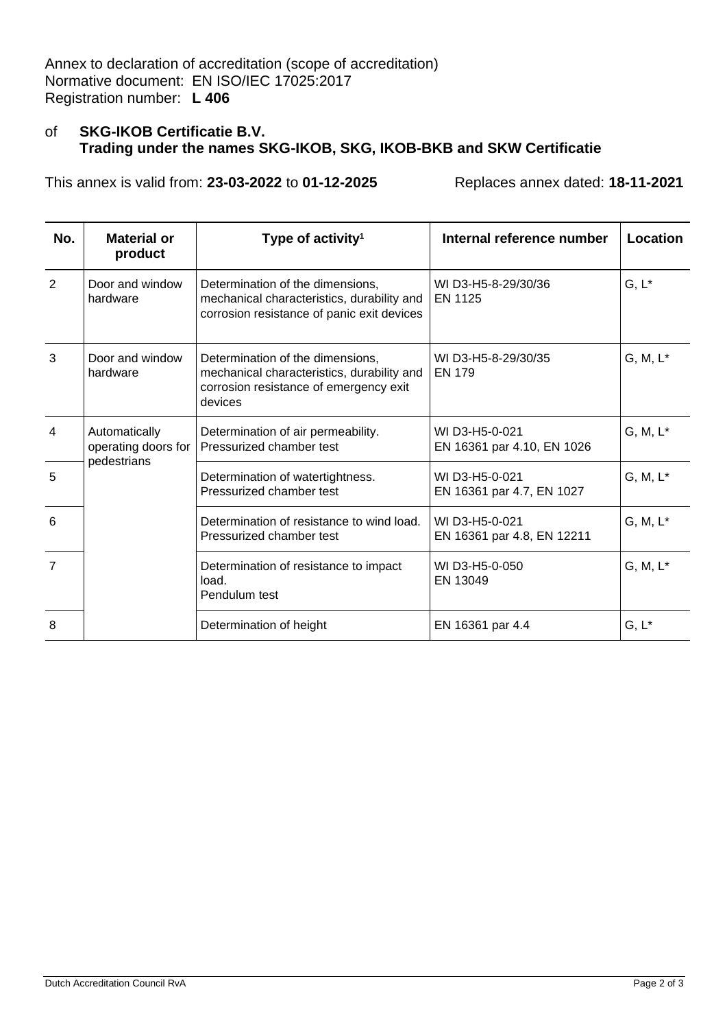Annex to declaration of accreditation (scope of accreditation)
Normative document: EN ISO/IEC 17025:2017
Registration number: **L 406**

of **SKG-IKOB Certificatie B.V.**
**Trading under the names SKG-IKOB, SKG, IKOB-BKB and SKW Certificatie**

This annex is valid from: **23-03-2022** to **01-12-2025** Replaces annex dated: **18-11-2021**

| No. | Material or product | Type of activity[1] | Internal reference number | Location |
|---|---|---|---|---|
| 2 | Door and window hardware | Determination of the dimensions, mechanical characteristics, durability and corrosion resistance of panic exit devices | WI D3-H5-8-29/30/36<br>EN 1125 | G, L* |
| 3 | Door and window hardware | Determination of the dimensions, mechanical characteristics, durability and corrosion resistance of emergency exit devices | WI D3-H5-8-29/30/35<br>EN 179 | G, M, L* |
| 4 | Automatically operating doors for pedestrians | Determination of air permeability. Pressurized chamber test | WI D3-H5-0-021<br>EN 16361 par 4.10, EN 1026 | G, M, L* |
| 5 | | Determination of watertightness. Pressurized chamber test | WI D3-H5-0-021<br>EN 16361 par 4.7, EN 1027 | G, M, L* |
| 6 | | Determination of resistance to wind load. Pressurized chamber test | WI D3-H5-0-021<br>EN 16361 par 4.8, EN 12211 | G, M, L* |
| 7 | | Determination of resistance to impact load.<br>Pendulum test | WI D3-H5-0-050<br>EN 13049 | G, M, L* |
| 8 | | Determination of height | EN 16361 par 4.4 | G, L* |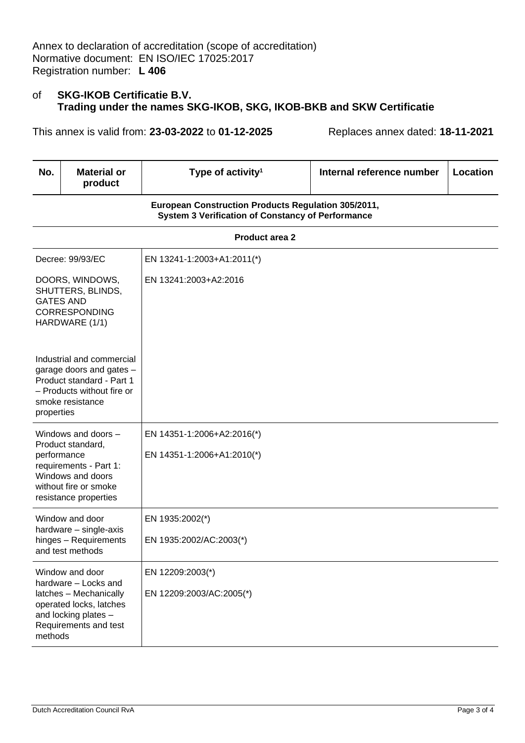Annex to declaration of accreditation (scope of accreditation)
Normative document: EN ISO/IEC 17025:2017
Registration number: **L 406**

of **SKG-IKOB Certificatie B.V.**
**Trading under the names SKG-IKOB, SKG, IKOB-BKB and SKW Certificatie**

This annex is valid from: **23-03-2022** to **01-12-2025** Replaces annex dated: **18-11-2021**

| No. | Material or product | Type of activity[1] | Internal reference number | Location |
|---|---|---|---|---|
| **European Construction Products Regulation 305/2011, System 3 Verification of Constancy of Performance** | | | | |
| **Product area 2** | | | | |
| | Decree: 99/93/EC<br><br>DOORS, WINDOWS, SHUTTERS, BLINDS, GATES AND CORRESPONDING HARDWARE (1/1)<br><br>Industrial and commercial garage doors and gates – Product standard - Part 1 – Products without fire or smoke resistance properties | EN 13241-1:2003+A1:2011(*)<br><br>EN 13241:2003+A2:2016 | | |
| | Windows and doors – Product standard, performance requirements - Part 1: Windows and doors without fire or smoke resistance properties | EN 14351-1:2006+A2:2016(*)<br><br>EN 14351-1:2006+A1:2010(*) | | |
| | Window and door hardware – single-axis hinges – Requirements and test methods | EN 1935:2002(*)<br><br>EN 1935:2002/AC:2003(*) | | |
| | Window and door hardware – Locks and latches – Mechanically operated locks, latches and locking plates – Requirements and test methods | EN 12209:2003(*)<br><br>EN 12209:2003/AC:2005(*) | | |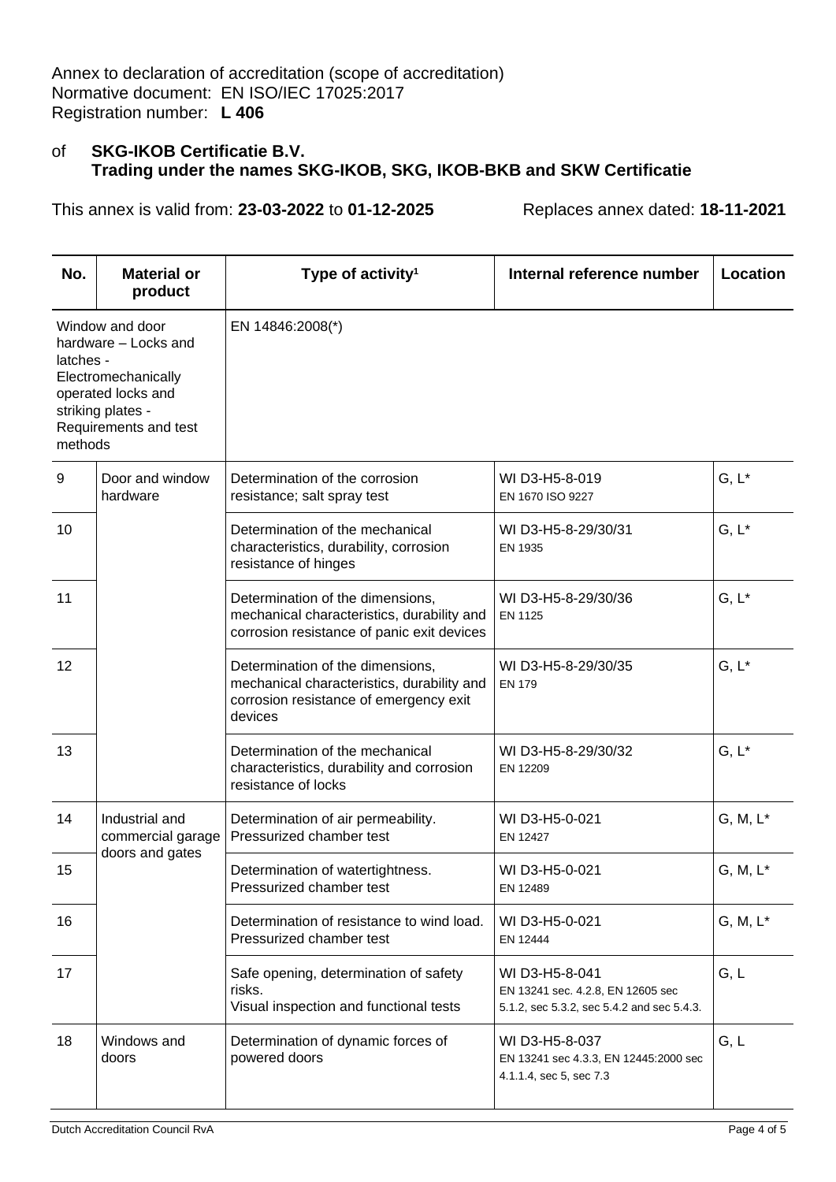Annex to declaration of accreditation (scope of accreditation)
Normative document: EN ISO/IEC 17025:2017
Registration number: **L 406**

of **SKG-IKOB Certificatie B.V.**
**Trading under the names SKG-IKOB, SKG, IKOB-BKB and SKW Certificatie**

This annex is valid from: **23-03-2022** to **01-12-2025** Replaces annex dated: **18-11-2021**

| No. | Material or product | Type of activity[1] | Internal reference number | Location |
|---|---|---|---|---|
| Window and door hardware – Locks and latches - Electromechanically operated locks and striking plates - Requirements and test methods | | EN 14846:2008(*) | | |
| 9 | Door and window hardware | Determination of the corrosion resistance; salt spray test | WI D3-H5-8-019<br>EN 1670 ISO 9227 | G, L* |
| 10 | | Determination of the mechanical characteristics, durability, corrosion resistance of hinges | WI D3-H5-8-29/30/31<br>EN 1935 | G, L* |
| 11 | | Determination of the dimensions, mechanical characteristics, durability and corrosion resistance of panic exit devices | WI D3-H5-8-29/30/36<br>EN 1125 | G, L* |
| 12 | | Determination of the dimensions, mechanical characteristics, durability and corrosion resistance of emergency exit devices | WI D3-H5-8-29/30/35<br>EN 179 | G, L* |
| 13 | | Determination of the mechanical characteristics, durability and corrosion resistance of locks | WI D3-H5-8-29/30/32<br>EN 12209 | G, L* |
| 14 | Industrial and commercial garage doors and gates | Determination of air permeability. Pressurized chamber test | WI D3-H5-0-021<br>EN 12427 | G, M, L* |
| 15 | | Determination of watertightness. Pressurized chamber test | WI D3-H5-0-021<br>EN 12489 | G, M, L* |
| 16 | | Determination of resistance to wind load. Pressurized chamber test | WI D3-H5-0-021<br>EN 12444 | G, M, L* |
| 17 | | Safe opening, determination of safety risks.<br>Visual inspection and functional tests | WI D3-H5-8-041<br>EN 13241 sec. 4.2.8, EN 12605 sec 5.1.2, sec 5.3.2, sec 5.4.2 and sec 5.4.3. | G, L |
| 18 | Windows and doors | Determination of dynamic forces of powered doors | WI D3-H5-8-037<br>EN 13241 sec 4.3.3, EN 12445:2000 sec 4.1.1.4, sec 5, sec 7.3 | G, L |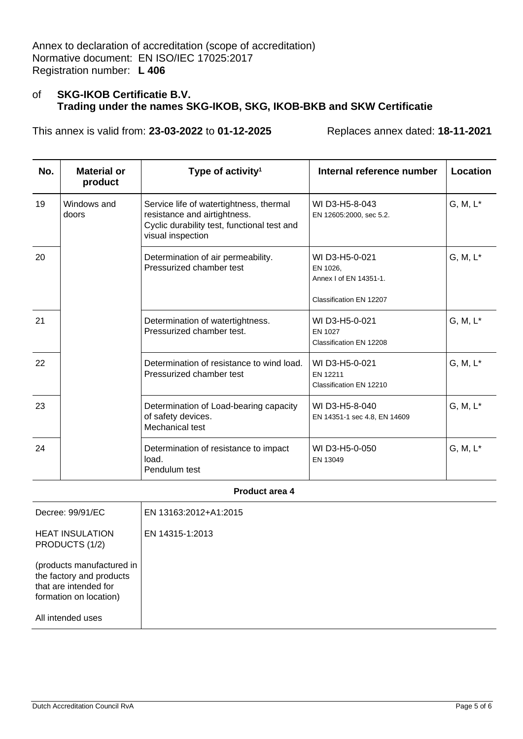Annex to declaration of accreditation (scope of accreditation)
Normative document: EN ISO/IEC 17025:2017
Registration number: **L 406**

of **SKG-IKOB Certificatie B.V.**
**Trading under the names SKG-IKOB, SKG, IKOB-BKB and SKW Certificatie**

This annex is valid from: **23-03-2022** to **01-12-2025** Replaces annex dated: **18-11-2021**

| No. | Material or product | Type of activity[1] | Internal reference number | Location |
|---|---|---|---|---|
| 19 | Windows and doors | Service life of watertightness, thermal resistance and airtightness. Cyclic durability test, functional test and visual inspection | WI D3-H5-8-043<br>EN 12605:2000, sec 5.2. | G, M, L* |
| 20 | | Determination of air permeability. Pressurized chamber test | WI D3-H5-0-021<br>EN 1026,<br>Annex I of EN 14351-1.<br><br>Classification EN 12207 | G, M, L* |
| 21 | | Determination of watertightness. Pressurized chamber test. | WI D3-H5-0-021<br>EN 1027<br>Classification EN 12208 | G, M, L* |
| 22 | | Determination of resistance to wind load. Pressurized chamber test | WI D3-H5-0-021<br>EN 12211<br>Classification EN 12210 | G, M, L* |
| 23 | | Determination of Load-bearing capacity of safety devices. Mechanical test | WI D3-H5-8-040<br>EN 14351-1 sec 4.8, EN 14609 | G, M, L* |
| 24 | | Determination of resistance to impact load. Pendulum test | WI D3-H5-0-050<br>EN 13049 | G, M, L* |

**Product area 4**

| | |
|---|---|
| Decree: 99/91/EC<br><br>HEAT INSULATION PRODUCTS (1/2)<br><br>(products manufactured in the factory and products that are intended for formation on location)<br><br>All intended uses | EN 13163:2012+A1:2015<br><br>EN 14315-1:2013 |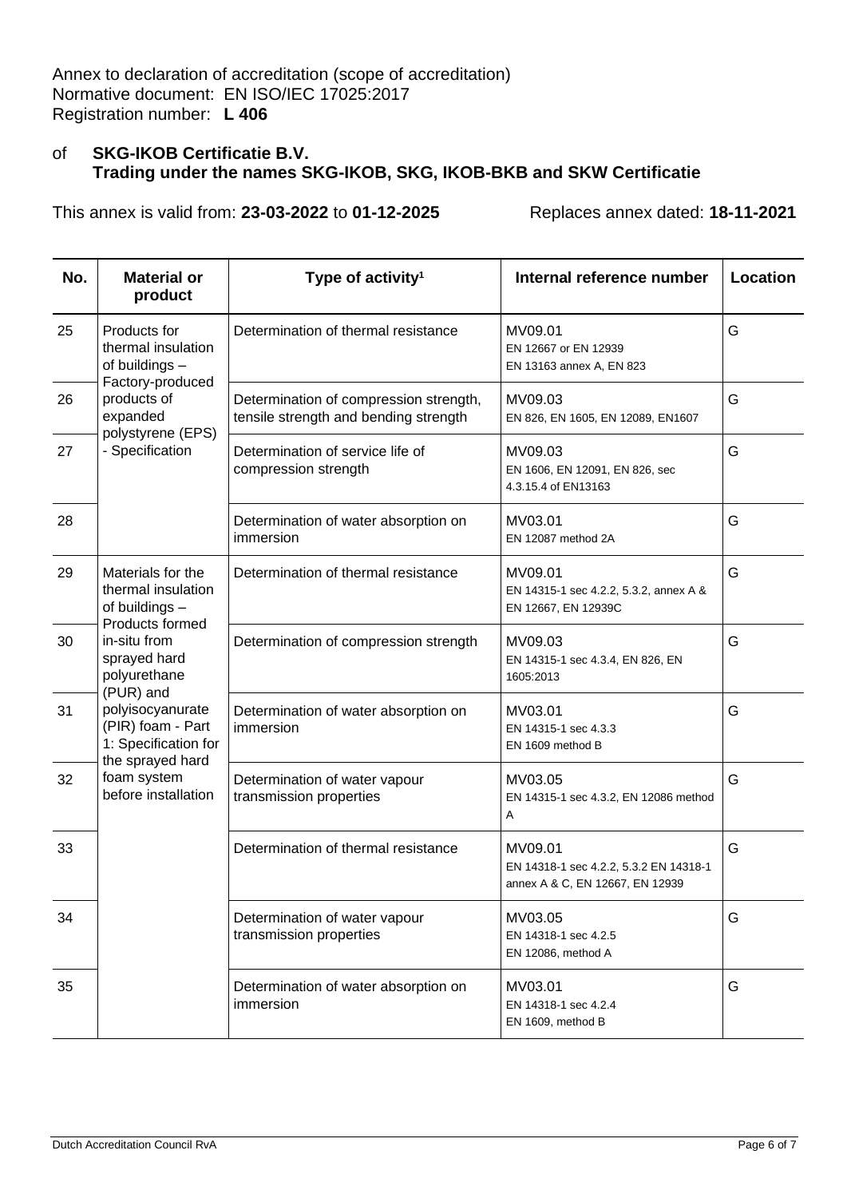Annex to declaration of accreditation (scope of accreditation)
Normative document: EN ISO/IEC 17025:2017
Registration number: **L 406**

of **SKG-IKOB Certificatie B.V.**
**Trading under the names SKG-IKOB, SKG, IKOB-BKB and SKW Certificatie**

This annex is valid from: **23-03-2022** to **01-12-2025** Replaces annex dated: **18-11-2021**

| No. | Material or product | Type of activity[1] | Internal reference number | Location |
|---|---|---|---|---|
| 25 | Products for thermal insulation of buildings – Factory-produced products of expanded polystyrene (EPS) - Specification | Determination of thermal resistance | MV09.01<br>EN 12667 or EN 12939<br>EN 13163 annex A, EN 823 | G |
| 26 | | Determination of compression strength, tensile strength and bending strength | MV09.03<br>EN 826, EN 1605, EN 12089, EN1607 | G |
| 27 | | Determination of service life of compression strength | MV09.03<br>EN 1606, EN 12091, EN 826, sec 4.3.15.4 of EN13163 | G |
| 28 | | Determination of water absorption on immersion | MV03.01<br>EN 12087 method 2A | G |
| 29 | Materials for the thermal insulation of buildings – Products formed in-situ from sprayed hard polyurethane (PUR) and polyisocyanurate (PIR) foam - Part 1: Specification for the sprayed hard foam system before installation | Determination of thermal resistance | MV09.01<br>EN 14315-1 sec 4.2.2, 5.3.2, annex A & EN 12667, EN 12939C | G |
| 30 | | Determination of compression strength | MV09.03<br>EN 14315-1 sec 4.3.4, EN 826, EN 1605:2013 | G |
| 31 | | Determination of water absorption on immersion | MV03.01<br>EN 14315-1 sec 4.3.3<br>EN 1609 method B | G |
| 32 | | Determination of water vapour transmission properties | MV03.05<br>EN 14315-1 sec 4.3.2, EN 12086 method A | G |
| 33 | | Determination of thermal resistance | MV09.01<br>EN 14318-1 sec 4.2.2, 5.3.2 EN 14318-1 annex A & C, EN 12667, EN 12939 | G |
| 34 | | Determination of water vapour transmission properties | MV03.05<br>EN 14318-1 sec 4.2.5<br>EN 12086, method A | G |
| 35 | | Determination of water absorption on immersion | MV03.01<br>EN 14318-1 sec 4.2.4<br>EN 1609, method B | G |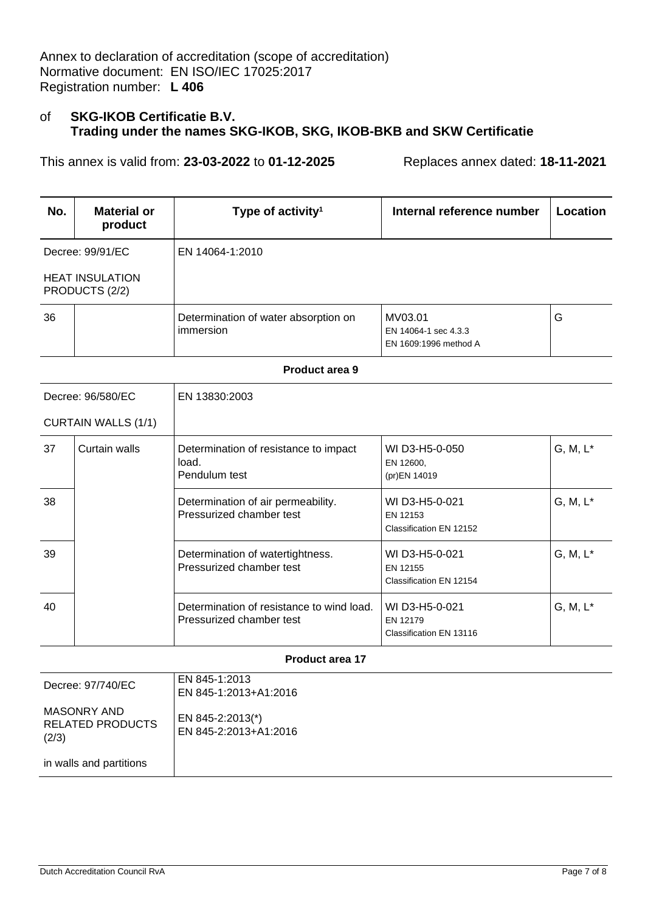Annex to declaration of accreditation (scope of accreditation)
Normative document: EN ISO/IEC 17025:2017
Registration number: **L 406**

of **SKG-IKOB Certificatie B.V.**
**Trading under the names SKG-IKOB, SKG, IKOB-BKB and SKW Certificatie**

This annex is valid from: **23-03-2022** to **01-12-2025** Replaces annex dated: **18-11-2021**

| No. | Material or product | Type of activity¹ | Internal reference number | Location |
|---|---|---|---|---|
| Decree: 99/91/EC<br><br>HEAT INSULATION PRODUCTS (2/2) | | EN 14064-1:2010 | | |
| 36 | | Determination of water absorption on immersion | MV03.01<br>EN 14064-1 sec 4.3.3<br>EN 1609:1996 method A | G |
| **Product area 9** | | | | |
| Decree: 96/580/EC<br><br>CURTAIN WALLS (1/1) | | EN 13830:2003 | | |
| 37 | Curtain walls | Determination of resistance to impact load.<br>Pendulum test | WI D3-H5-0-050<br>EN 12600,<br>(pr)EN 14019 | G, M, L* |
| 38 | | Determination of air permeability.<br>Pressurized chamber test | WI D3-H5-0-021<br>EN 12153<br>Classification EN 12152 | G, M, L* |
| 39 | | Determination of watertightness.<br>Pressurized chamber test | WI D3-H5-0-021<br>EN 12155<br>Classification EN 12154 | G, M, L* |
| 40 | | Determination of resistance to wind load.<br>Pressurized chamber test | WI D3-H5-0-021<br>EN 12179<br>Classification EN 13116 | G, M, L* |
| **Product area 17** | | | | |
| Decree: 97/740/EC<br><br>MASONRY AND RELATED PRODUCTS (2/3)<br><br>in walls and partitions | | EN 845-1:2013<br>EN 845-1:2013+A1:2016<br><br>EN 845-2:2013(*)<br>EN 845-2:2013+A1:2016 | | |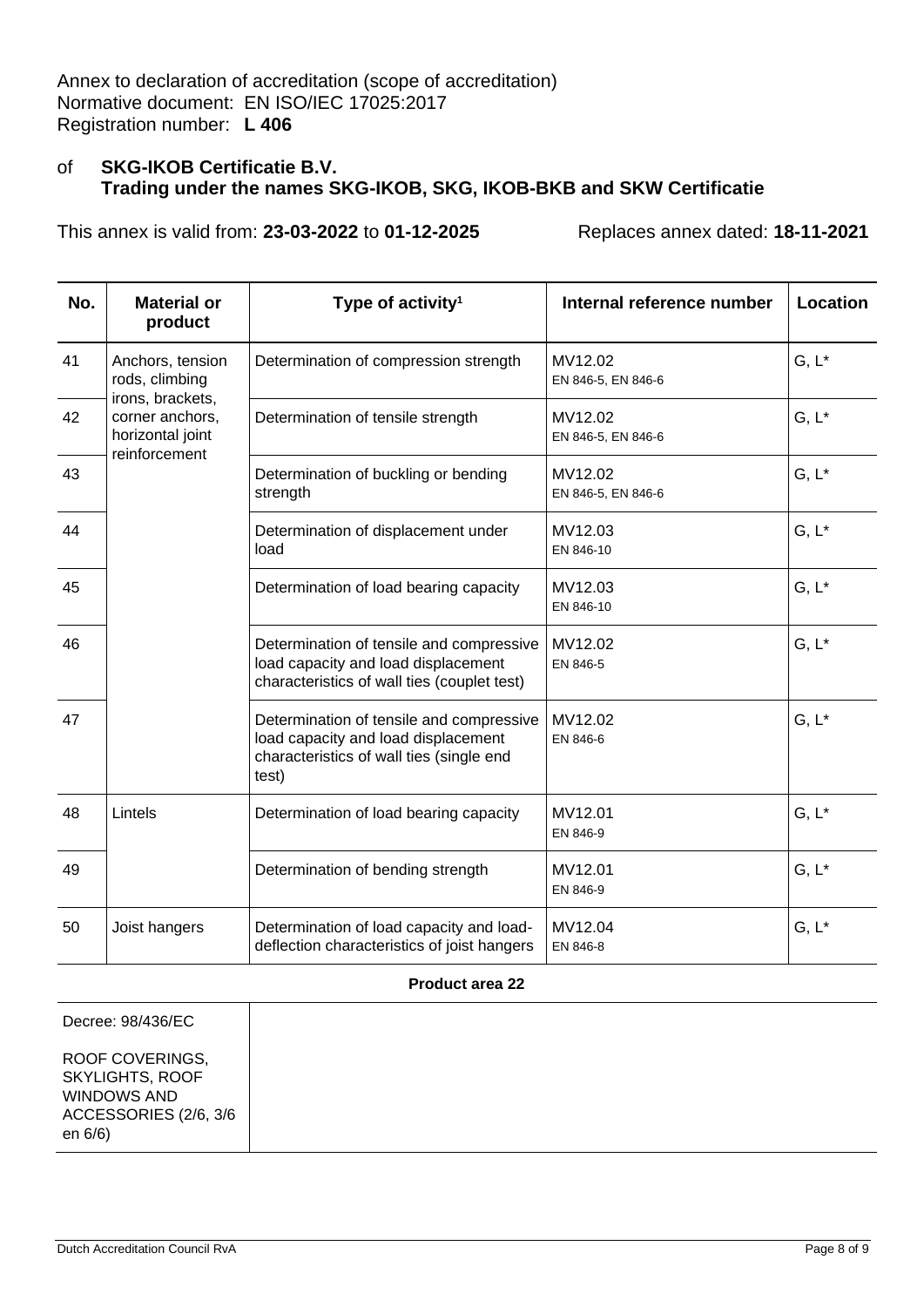Annex to declaration of accreditation (scope of accreditation)
Normative document: EN ISO/IEC 17025:2017
Registration number: **L 406**

of **SKG-IKOB Certificatie B.V.**
**Trading under the names SKG-IKOB, SKG, IKOB-BKB and SKW Certificatie**

This annex is valid from: **23-03-2022** to **01-12-2025** Replaces annex dated: **18-11-2021**

| No. | Material or product | Type of activity[1] | Internal reference number | Location |
|---|---|---|---|---|
| 41 | Anchors, tension rods, climbing irons, brackets, corner anchors, horizontal joint reinforcement | Determination of compression strength | MV12.02<br>EN 846-5, EN 846-6 | G, L* |
| 42 | | Determination of tensile strength | MV12.02<br>EN 846-5, EN 846-6 | G, L* |
| 43 | | Determination of buckling or bending strength | MV12.02<br>EN 846-5, EN 846-6 | G, L* |
| 44 | | Determination of displacement under load | MV12.03<br>EN 846-10 | G, L* |
| 45 | | Determination of load bearing capacity | MV12.03<br>EN 846-10 | G, L* |
| 46 | | Determination of tensile and compressive load capacity and load displacement characteristics of wall ties (couplet test) | MV12.02<br>EN 846-5 | G, L* |
| 47 | | Determination of tensile and compressive load capacity and load displacement characteristics of wall ties (single end test) | MV12.02<br>EN 846-6 | G, L* |
| 48 | Lintels | Determination of load bearing capacity | MV12.01<br>EN 846-9 | G, L* |
| 49 | | Determination of bending strength | MV12.01<br>EN 846-9 | G, L* |
| 50 | Joist hangers | Determination of load capacity and load-deflection characteristics of joist hangers | MV12.04<br>EN 846-8 | G, L* |

**Product area 22**

| | |
|---|---|
| Decree: 98/436/EC<br><br>ROOF COVERINGS, SKYLIGHTS, ROOF WINDOWS AND ACCESSORIES (2/6, 3/6 en 6/6) | |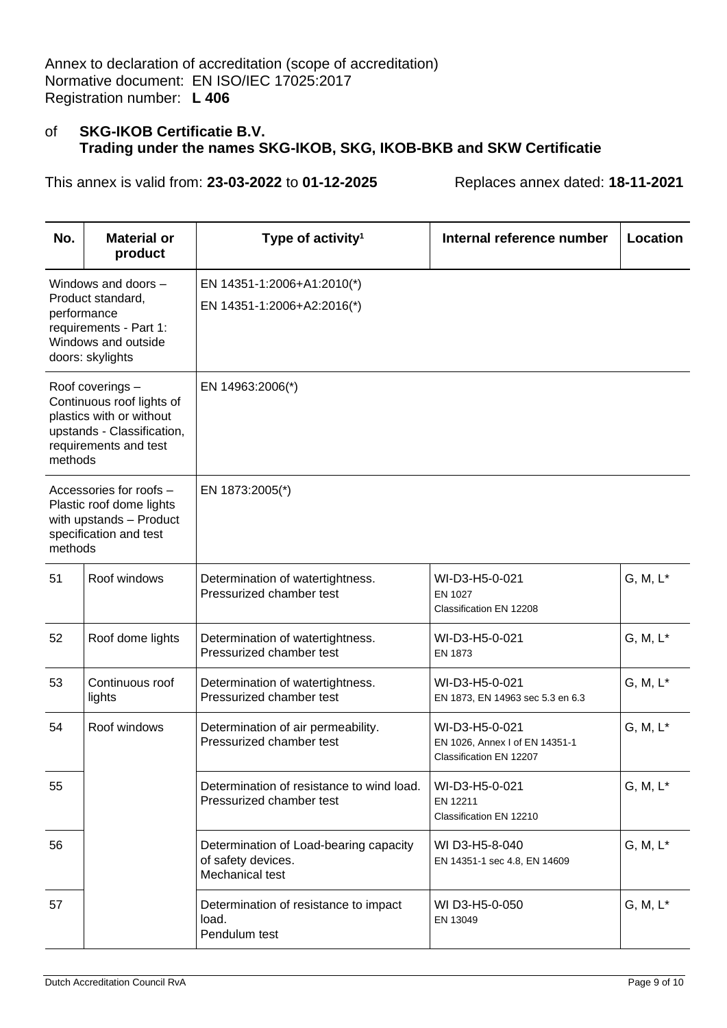Annex to declaration of accreditation (scope of accreditation)
Normative document: EN ISO/IEC 17025:2017
Registration number: **L 406**

of **SKG-IKOB Certificatie B.V.**
**Trading under the names SKG-IKOB, SKG, IKOB-BKB and SKW Certificatie**

This annex is valid from: **23-03-2022** to **01-12-2025** Replaces annex dated: **18-11-2021**

| No. | Material or product | Type of activity[1] | Internal reference number | Location |
|---|---|---|---|---|
| Windows and doors – Product standard, performance requirements - Part 1: Windows and outside doors: skylights | | EN 14351-1:2006+A1:2010(*)<br>EN 14351-1:2006+A2:2016(*) | | |
| Roof coverings – Continuous roof lights of plastics with or without upstands - Classification, requirements and test methods | | EN 14963:2006(*) | | |
| Accessories for roofs – Plastic roof dome lights with upstands – Product specification and test methods | | EN 1873:2005(*) | | |
| 51 | Roof windows | Determination of watertightness. Pressurized chamber test | WI-D3-H5-0-021<br>EN 1027<br>Classification EN 12208 | G, M, L* |
| 52 | Roof dome lights | Determination of watertightness. Pressurized chamber test | WI-D3-H5-0-021<br>EN 1873 | G, M, L* |
| 53 | Continuous roof lights | Determination of watertightness. Pressurized chamber test | WI-D3-H5-0-021<br>EN 1873, EN 14963 sec 5.3 en 6.3 | G, M, L* |
| 54 | Roof windows | Determination of air permeability. Pressurized chamber test | WI-D3-H5-0-021<br>EN 1026, Annex I of EN 14351-1<br>Classification EN 12207 | G, M, L* |
| 55 | | Determination of resistance to wind load. Pressurized chamber test | WI-D3-H5-0-021<br>EN 12211<br>Classification EN 12210 | G, M, L* |
| 56 | | Determination of Load-bearing capacity of safety devices. Mechanical test | WI D3-H5-8-040<br>EN 14351-1 sec 4.8, EN 14609 | G, M, L* |
| 57 | | Determination of resistance to impact load. Pendulum test | WI D3-H5-0-050<br>EN 13049 | G, M, L* |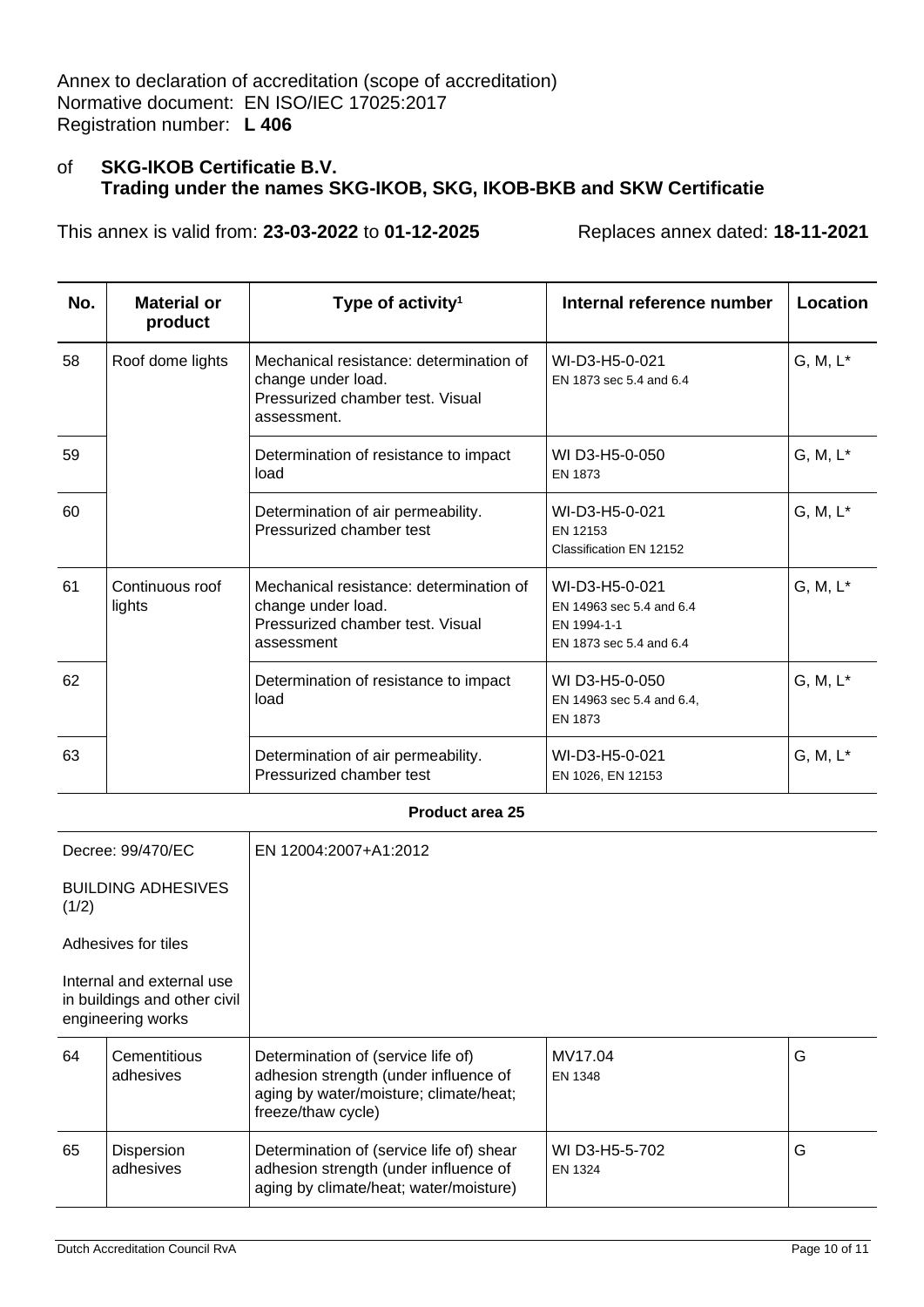Annex to declaration of accreditation (scope of accreditation)
Normative document: EN ISO/IEC 17025:2017
Registration number: **L 406**

of **SKG-IKOB Certificatie B.V.**
**Trading under the names SKG-IKOB, SKG, IKOB-BKB and SKW Certificatie**

This annex is valid from: **23-03-2022** to **01-12-2025** Replaces annex dated: **18-11-2021**

| No. | Material or product | Type of activity[1] | Internal reference number | Location |
|---|---|---|---|---|
| 58 | Roof dome lights | Mechanical resistance: determination of change under load. Pressurized chamber test. Visual assessment. | WI-D3-H5-0-021 EN 1873 sec 5.4 and 6.4 | G, M, L* |
| 59 | | Determination of resistance to impact load | WI D3-H5-0-050 EN 1873 | G, M, L* |
| 60 | | Determination of air permeability. Pressurized chamber test | WI-D3-H5-0-021 EN 12153 Classification EN 12152 | G, M, L* |
| 61 | Continuous roof lights | Mechanical resistance: determination of change under load. Pressurized chamber test. Visual assessment | WI-D3-H5-0-021 EN 14963 sec 5.4 and 6.4 EN 1994-1-1 EN 1873 sec 5.4 and 6.4 | G, M, L* |
| 62 | | Determination of resistance to impact load | WI D3-H5-0-050 EN 14963 sec 5.4 and 6.4, EN 1873 | G, M, L* |
| 63 | | Determination of air permeability. Pressurized chamber test | WI-D3-H5-0-021 EN 1026, EN 12153 | G, M, L* |
| | | **Product area 25** | | |
| | Decree: 99/470/EC<br><br>BUILDING ADHESIVES (1/2)<br><br>Adhesives for tiles<br><br>Internal and external use in buildings and other civil engineering works | EN 12004:2007+A1:2012 | | |
| 64 | Cementitious adhesives | Determination of (service life of) adhesion strength (under influence of aging by water/moisture; climate/heat; freeze/thaw cycle) | MV17.04 EN 1348 | G |
| 65 | Dispersion adhesives | Determination of (service life of) shear adhesion strength (under influence of aging by climate/heat; water/moisture) | WI D3-H5-5-702 EN 1324 | G |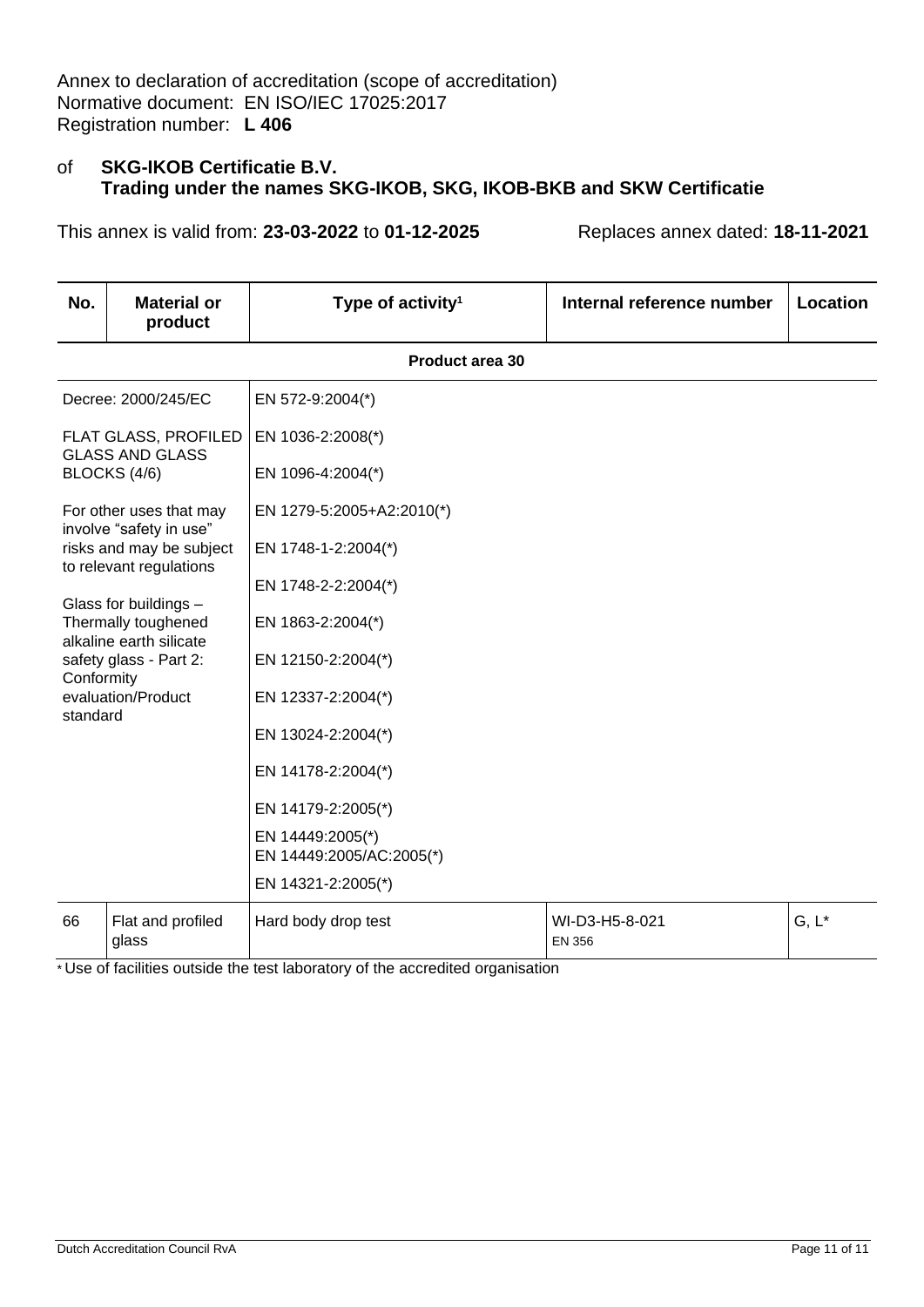Annex to declaration of accreditation (scope of accreditation)
Normative document: EN ISO/IEC 17025:2017
Registration number: **L 406**

of **SKG-IKOB Certificatie B.V.**
**Trading under the names SKG-IKOB, SKG, IKOB-BKB and SKW Certificatie**

This annex is valid from: **23-03-2022** to **01-12-2025** Replaces annex dated: **18-11-2021**

| No. | Material or product | Type of activity[1] | Internal reference number | Location |
|---|---|---|---|---|
| | | **Product area 30** | | |
| | Decree: 2000/245/EC<br><br>FLAT GLASS, PROFILED GLASS AND GLASS BLOCKS (4/6)<br><br>For other uses that may involve "safety in use" risks and may be subject to relevant regulations<br><br>Glass for buildings – Thermally toughened alkaline earth silicate safety glass - Part 2: Conformity evaluation/Product standard | EN 572-9:2004(*)<br><br>EN 1036-2:2008(*)<br><br>EN 1096-4:2004(*)<br><br>EN 1279-5:2005+A2:2010(*)<br><br>EN 1748-1-2:2004(*)<br><br>EN 1748-2-2:2004(*)<br><br>EN 1863-2:2004(*)<br><br>EN 12150-2:2004(*)<br><br>EN 12337-2:2004(*)<br><br>EN 13024-2:2004(*)<br><br>EN 14178-2:2004(*)<br><br>EN 14179-2:2005(*)<br><br>EN 14449:2005(*)<br>EN 14449:2005/AC:2005(*)<br><br>EN 14321-2:2005(*) | | |
| 66 | Flat and profiled glass | Hard body drop test | WI-D3-H5-8-021<br>EN 356 | G, L* |

* Use of facilities outside the test laboratory of the accredited organisation